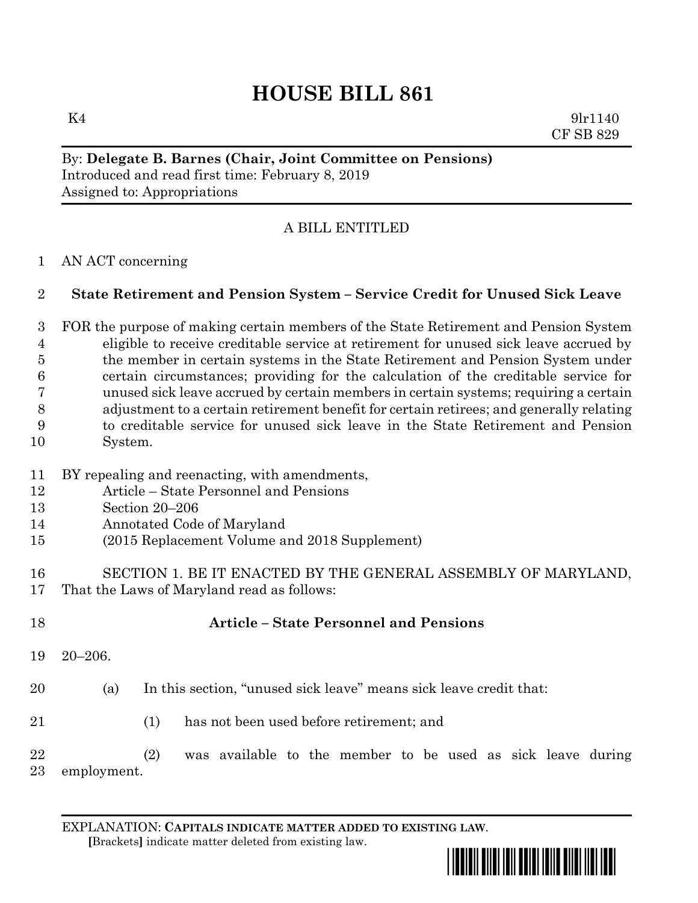# HOUSE BILL 861

K4 9lr1140
CF SB 829

By: **Delegate B. Barnes (Chair, Joint Committee on Pensions)**
Introduced and read first time: February 8, 2019
Assigned to: Appropriations

A BILL ENTITLED

AN ACT concerning

**State Retirement and Pension System – Service Credit for Unused Sick Leave**

FOR the purpose of making certain members of the State Retirement and Pension System eligible to receive creditable service at retirement for unused sick leave accrued by the member in certain systems in the State Retirement and Pension System under certain circumstances; providing for the calculation of the creditable service for unused sick leave accrued by certain members in certain systems; requiring a certain adjustment to a certain retirement benefit for certain retirees; and generally relating to creditable service for unused sick leave in the State Retirement and Pension System.

BY repealing and reenacting, with amendments,
Article – State Personnel and Pensions
Section 20–206
Annotated Code of Maryland
(2015 Replacement Volume and 2018 Supplement)

SECTION 1. BE IT ENACTED BY THE GENERAL ASSEMBLY OF MARYLAND, That the Laws of Maryland read as follows:

**Article – State Personnel and Pensions**

20–206.

(a) In this section, "unused sick leave" means sick leave credit that:

(1) has not been used before retirement; and

(2) was available to the member to be used as sick leave during employment.

EXPLANATION: **CAPITALS INDICATE MATTER ADDED TO EXISTING LAW**.
**[**Brackets**]** indicate matter deleted from existing law.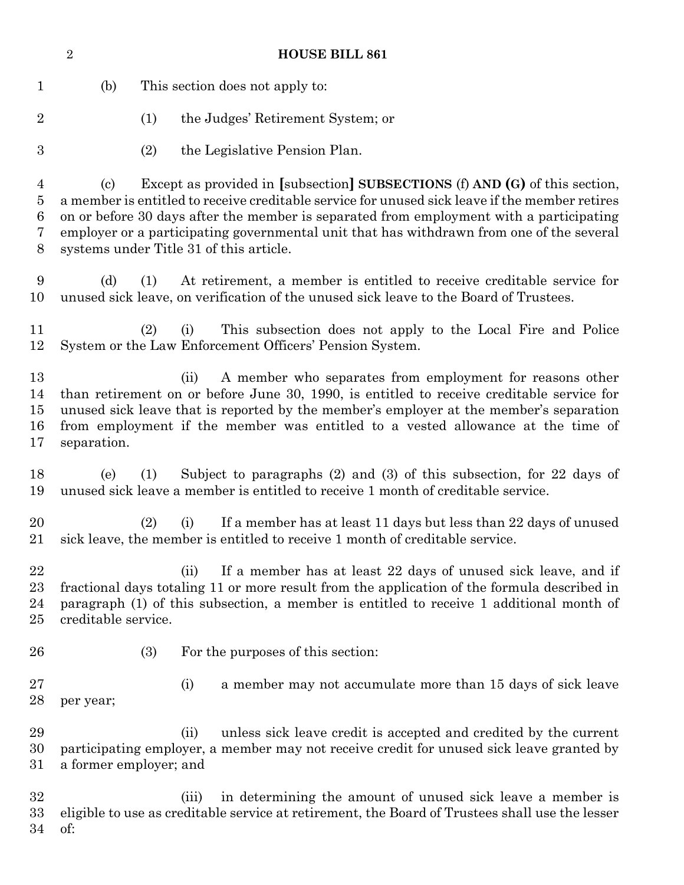(b) This section does not apply to:

(1) the Judges' Retirement System; or

(2) the Legislative Pension Plan.

(c) Except as provided in [subsection] **SUBSECTIONS** (f) **AND (G)** of this section, a member is entitled to receive creditable service for unused sick leave if the member retires on or before 30 days after the member is separated from employment with a participating employer or a participating governmental unit that has withdrawn from one of the several systems under Title 31 of this article.

(d) (1) At retirement, a member is entitled to receive creditable service for unused sick leave, on verification of the unused sick leave to the Board of Trustees.

(2) (i) This subsection does not apply to the Local Fire and Police System or the Law Enforcement Officers' Pension System.

(ii) A member who separates from employment for reasons other than retirement on or before June 30, 1990, is entitled to receive creditable service for unused sick leave that is reported by the member's employer at the member's separation from employment if the member was entitled to a vested allowance at the time of separation.

(e) (1) Subject to paragraphs (2) and (3) of this subsection, for 22 days of unused sick leave a member is entitled to receive 1 month of creditable service.

(2) (i) If a member has at least 11 days but less than 22 days of unused sick leave, the member is entitled to receive 1 month of creditable service.

(ii) If a member has at least 22 days of unused sick leave, and if fractional days totaling 11 or more result from the application of the formula described in paragraph (1) of this subsection, a member is entitled to receive 1 additional month of creditable service.

(3) For the purposes of this section:

(i) a member may not accumulate more than 15 days of sick leave per year;

(ii) unless sick leave credit is accepted and credited by the current participating employer, a member may not receive credit for unused sick leave granted by a former employer; and

(iii) in determining the amount of unused sick leave a member is eligible to use as creditable service at retirement, the Board of Trustees shall use the lesser of: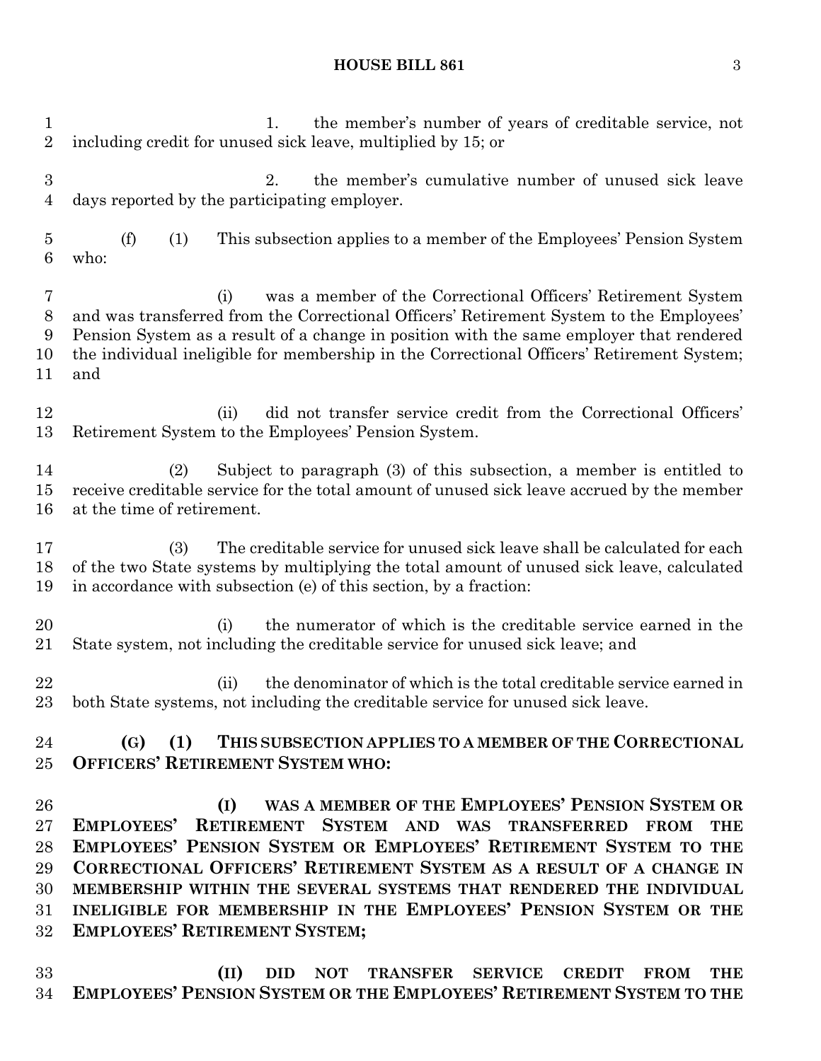1. the member's number of years of creditable service, not including credit for unused sick leave, multiplied by 15; or

2. the member's cumulative number of unused sick leave days reported by the participating employer.

(f) (1) This subsection applies to a member of the Employees' Pension System who:

(i) was a member of the Correctional Officers' Retirement System and was transferred from the Correctional Officers' Retirement System to the Employees' Pension System as a result of a change in position with the same employer that rendered the individual ineligible for membership in the Correctional Officers' Retirement System; and

(ii) did not transfer service credit from the Correctional Officers' Retirement System to the Employees' Pension System.

(2) Subject to paragraph (3) of this subsection, a member is entitled to receive creditable service for the total amount of unused sick leave accrued by the member at the time of retirement.

(3) The creditable service for unused sick leave shall be calculated for each of the two State systems by multiplying the total amount of unused sick leave, calculated in accordance with subsection (e) of this section, by a fraction:

(i) the numerator of which is the creditable service earned in the State system, not including the creditable service for unused sick leave; and

(ii) the denominator of which is the total creditable service earned in both State systems, not including the creditable service for unused sick leave.

**(G) (1) THIS SUBSECTION APPLIES TO A MEMBER OF THE CORRECTIONAL OFFICERS' RETIREMENT SYSTEM WHO:**

**(I) WAS A MEMBER OF THE EMPLOYEES' PENSION SYSTEM OR EMPLOYEES' RETIREMENT SYSTEM AND WAS TRANSFERRED FROM THE EMPLOYEES' PENSION SYSTEM OR EMPLOYEES' RETIREMENT SYSTEM TO THE CORRECTIONAL OFFICERS' RETIREMENT SYSTEM AS A RESULT OF A CHANGE IN MEMBERSHIP WITHIN THE SEVERAL SYSTEMS THAT RENDERED THE INDIVIDUAL INELIGIBLE FOR MEMBERSHIP IN THE EMPLOYEES' PENSION SYSTEM OR THE EMPLOYEES' RETIREMENT SYSTEM;**

**(II) DID NOT TRANSFER SERVICE CREDIT FROM THE EMPLOYEES' PENSION SYSTEM OR THE EMPLOYEES' RETIREMENT SYSTEM TO THE**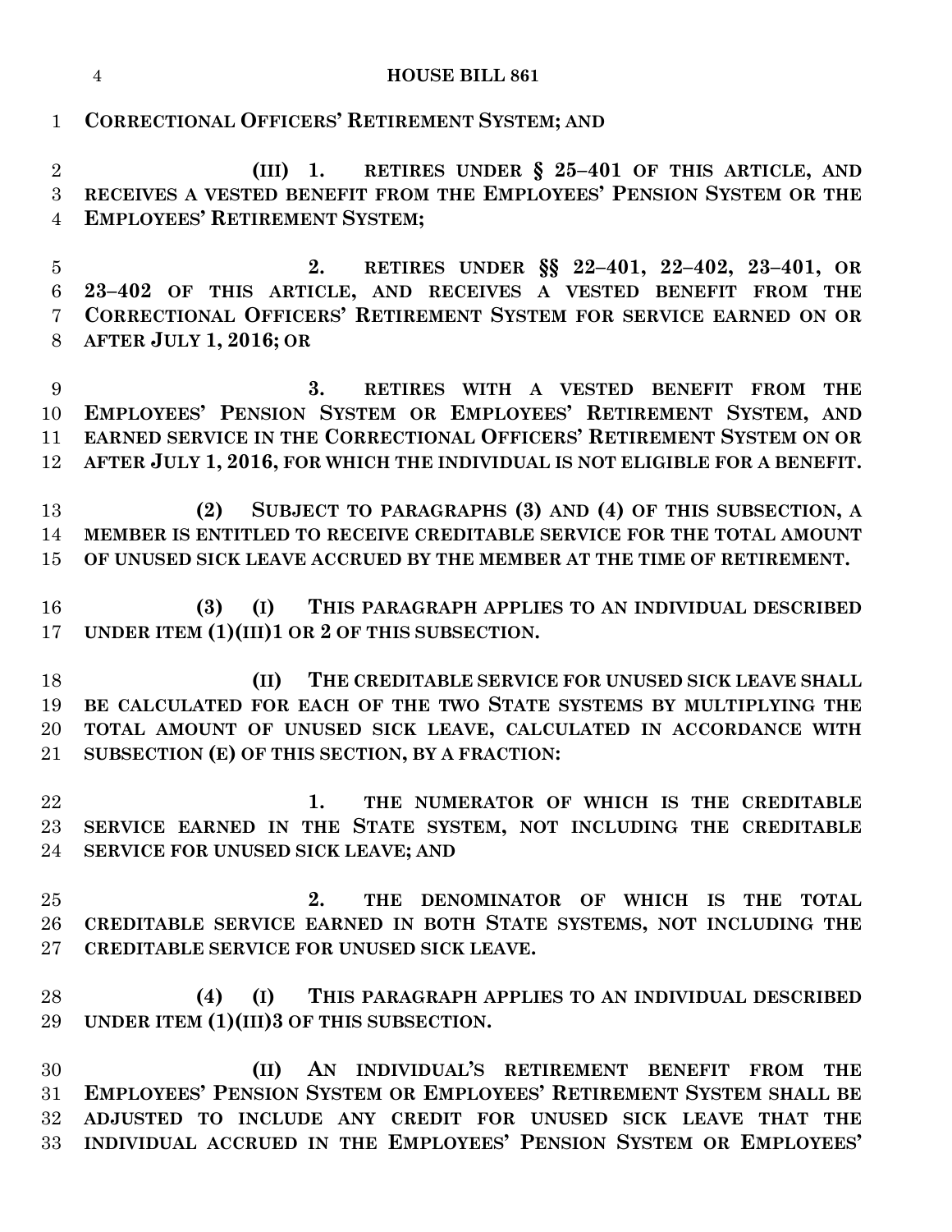**CORRECTIONAL OFFICERS' RETIREMENT SYSTEM; AND**

**(III) 1. RETIRES UNDER § 25–401 OF THIS ARTICLE, AND RECEIVES A VESTED BENEFIT FROM THE EMPLOYEES' PENSION SYSTEM OR THE EMPLOYEES' RETIREMENT SYSTEM;**

**2. RETIRES UNDER §§ 22–401, 22–402, 23–401, OR 23–402 OF THIS ARTICLE, AND RECEIVES A VESTED BENEFIT FROM THE CORRECTIONAL OFFICERS' RETIREMENT SYSTEM FOR SERVICE EARNED ON OR AFTER JULY 1, 2016; OR**

**3. RETIRES WITH A VESTED BENEFIT FROM THE EMPLOYEES' PENSION SYSTEM OR EMPLOYEES' RETIREMENT SYSTEM, AND EARNED SERVICE IN THE CORRECTIONAL OFFICERS' RETIREMENT SYSTEM ON OR AFTER JULY 1, 2016, FOR WHICH THE INDIVIDUAL IS NOT ELIGIBLE FOR A BENEFIT.**

**(2) SUBJECT TO PARAGRAPHS (3) AND (4) OF THIS SUBSECTION, A MEMBER IS ENTITLED TO RECEIVE CREDITABLE SERVICE FOR THE TOTAL AMOUNT OF UNUSED SICK LEAVE ACCRUED BY THE MEMBER AT THE TIME OF RETIREMENT.**

**(3) (I) THIS PARAGRAPH APPLIES TO AN INDIVIDUAL DESCRIBED UNDER ITEM (1)(III)1 OR 2 OF THIS SUBSECTION.**

**(II) THE CREDITABLE SERVICE FOR UNUSED SICK LEAVE SHALL BE CALCULATED FOR EACH OF THE TWO STATE SYSTEMS BY MULTIPLYING THE TOTAL AMOUNT OF UNUSED SICK LEAVE, CALCULATED IN ACCORDANCE WITH SUBSECTION (E) OF THIS SECTION, BY A FRACTION:**

**1. THE NUMERATOR OF WHICH IS THE CREDITABLE SERVICE EARNED IN THE STATE SYSTEM, NOT INCLUDING THE CREDITABLE SERVICE FOR UNUSED SICK LEAVE; AND**

**2. THE DENOMINATOR OF WHICH IS THE TOTAL CREDITABLE SERVICE EARNED IN BOTH STATE SYSTEMS, NOT INCLUDING THE CREDITABLE SERVICE FOR UNUSED SICK LEAVE.**

**(4) (I) THIS PARAGRAPH APPLIES TO AN INDIVIDUAL DESCRIBED UNDER ITEM (1)(III)3 OF THIS SUBSECTION.**

**(II) AN INDIVIDUAL'S RETIREMENT BENEFIT FROM THE EMPLOYEES' PENSION SYSTEM OR EMPLOYEES' RETIREMENT SYSTEM SHALL BE ADJUSTED TO INCLUDE ANY CREDIT FOR UNUSED SICK LEAVE THAT THE INDIVIDUAL ACCRUED IN THE EMPLOYEES' PENSION SYSTEM OR EMPLOYEES'**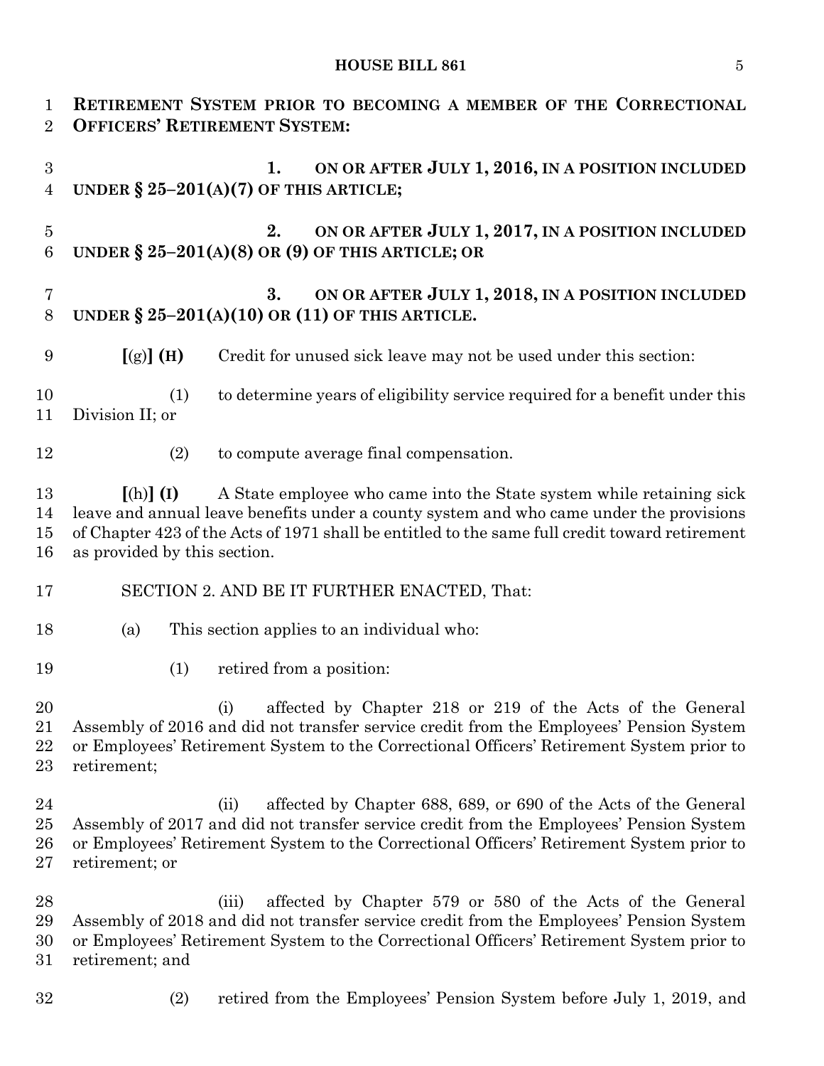**RETIREMENT SYSTEM PRIOR TO BECOMING A MEMBER OF THE CORRECTIONAL OFFICERS' RETIREMENT SYSTEM:**

**1. ON OR AFTER JULY 1, 2016, IN A POSITION INCLUDED UNDER § 25–201(A)(7) OF THIS ARTICLE;**

**2. ON OR AFTER JULY 1, 2017, IN A POSITION INCLUDED UNDER § 25–201(A)(8) OR (9) OF THIS ARTICLE; OR**

**3. ON OR AFTER JULY 1, 2018, IN A POSITION INCLUDED UNDER § 25–201(A)(10) OR (11) OF THIS ARTICLE.**

**[**(g)**] (H)** Credit for unused sick leave may not be used under this section:

(1) to determine years of eligibility service required for a benefit under this Division II; or

(2) to compute average final compensation.

**[**(h)**] (I)** A State employee who came into the State system while retaining sick leave and annual leave benefits under a county system and who came under the provisions of Chapter 423 of the Acts of 1971 shall be entitled to the same full credit toward retirement as provided by this section.

SECTION 2. AND BE IT FURTHER ENACTED, That:

(a) This section applies to an individual who:

(1) retired from a position:

(i) affected by Chapter 218 or 219 of the Acts of the General Assembly of 2016 and did not transfer service credit from the Employees' Pension System or Employees' Retirement System to the Correctional Officers' Retirement System prior to retirement;

(ii) affected by Chapter 688, 689, or 690 of the Acts of the General Assembly of 2017 and did not transfer service credit from the Employees' Pension System or Employees' Retirement System to the Correctional Officers' Retirement System prior to retirement; or

(iii) affected by Chapter 579 or 580 of the Acts of the General Assembly of 2018 and did not transfer service credit from the Employees' Pension System or Employees' Retirement System to the Correctional Officers' Retirement System prior to retirement; and

(2) retired from the Employees' Pension System before July 1, 2019, and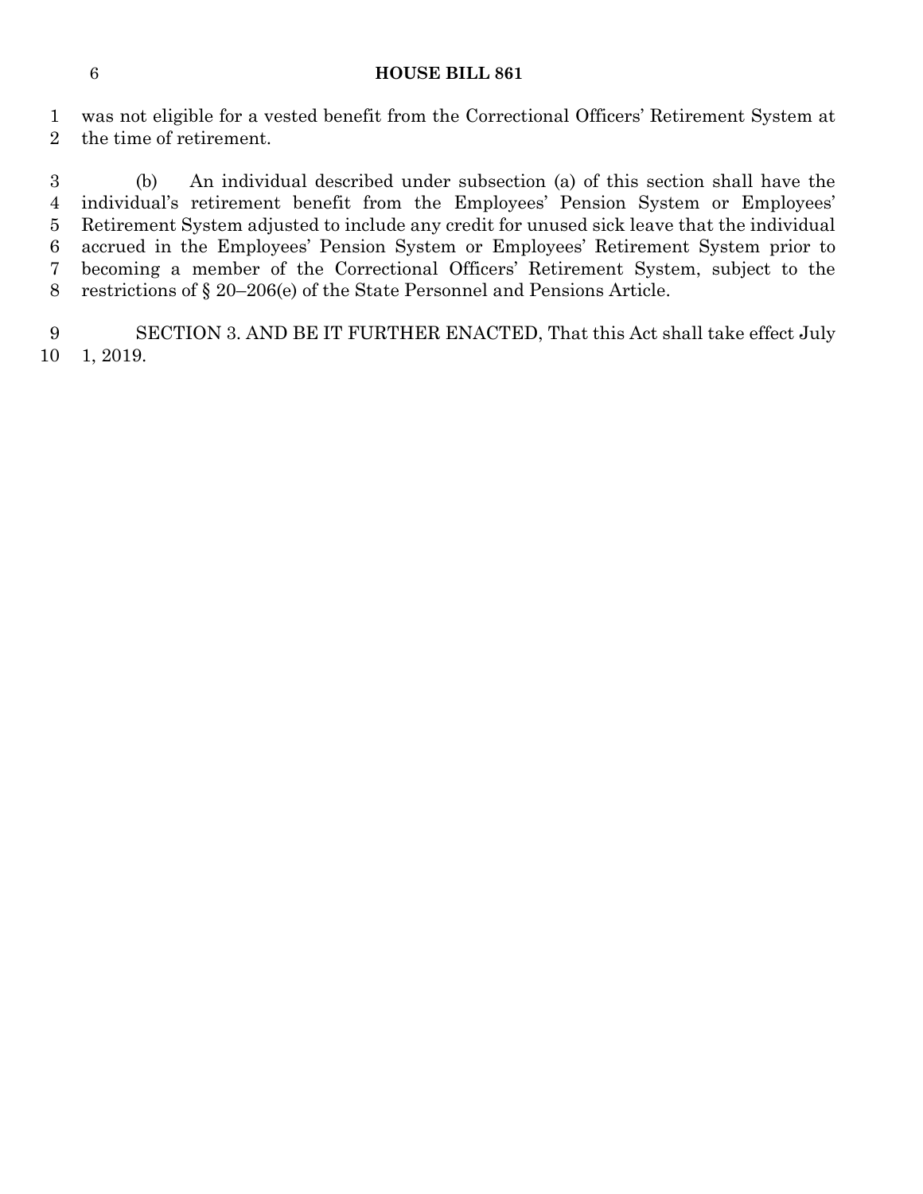was not eligible for a vested benefit from the Correctional Officers' Retirement System at the time of retirement.

(b) An individual described under subsection (a) of this section shall have the individual's retirement benefit from the Employees' Pension System or Employees' Retirement System adjusted to include any credit for unused sick leave that the individual accrued in the Employees' Pension System or Employees' Retirement System prior to becoming a member of the Correctional Officers' Retirement System, subject to the restrictions of § 20–206(e) of the State Personnel and Pensions Article.

SECTION 3. AND BE IT FURTHER ENACTED, That this Act shall take effect July 1, 2019.